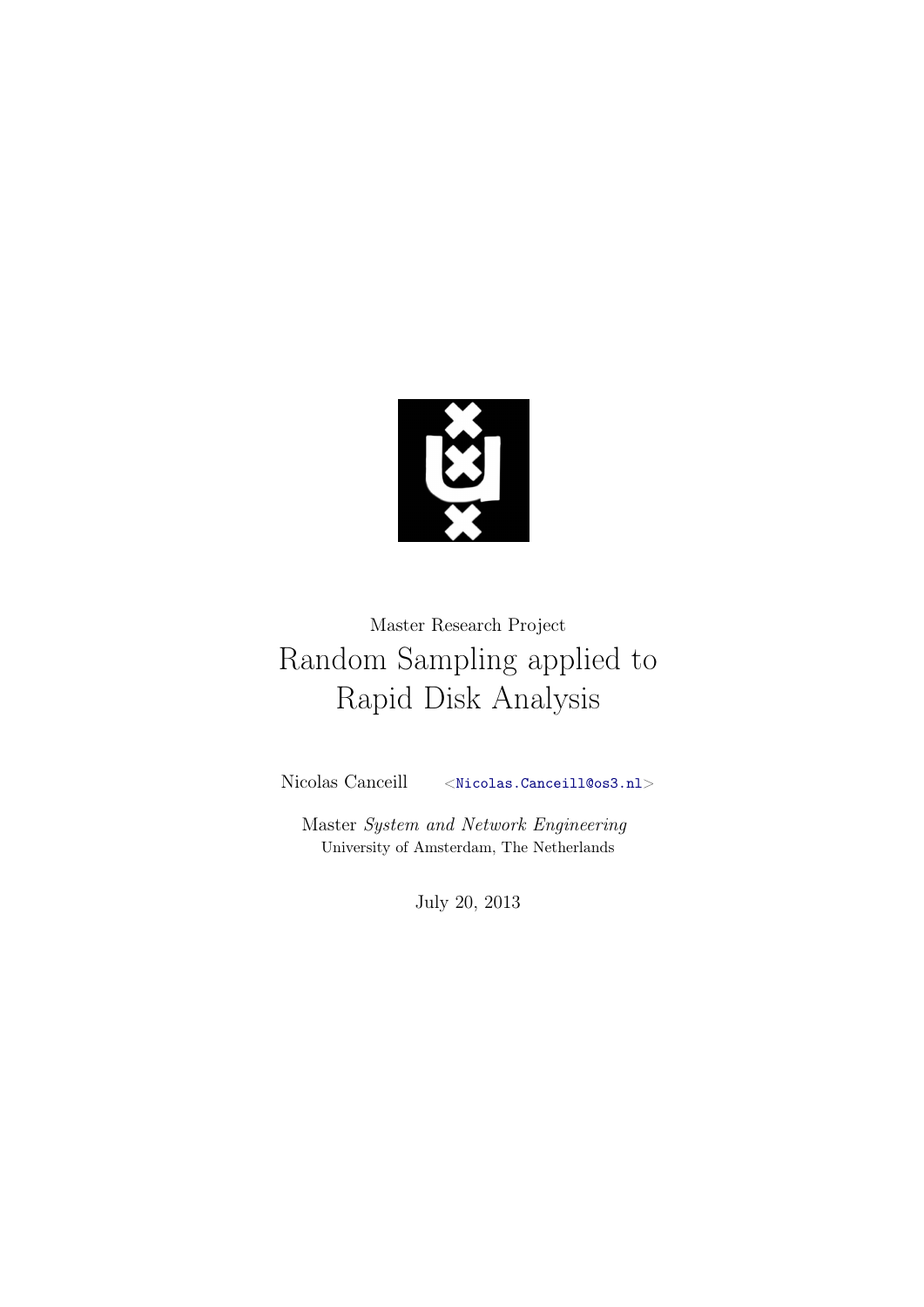Master Research Project

# Random Sampling applied to Rapid Disk Analysis

Nicolas Canceill <Nicolas.Canceill@os3.nl>

Master *System and Network Engineering*
University of Amsterdam, The Netherlands

July 20, 2013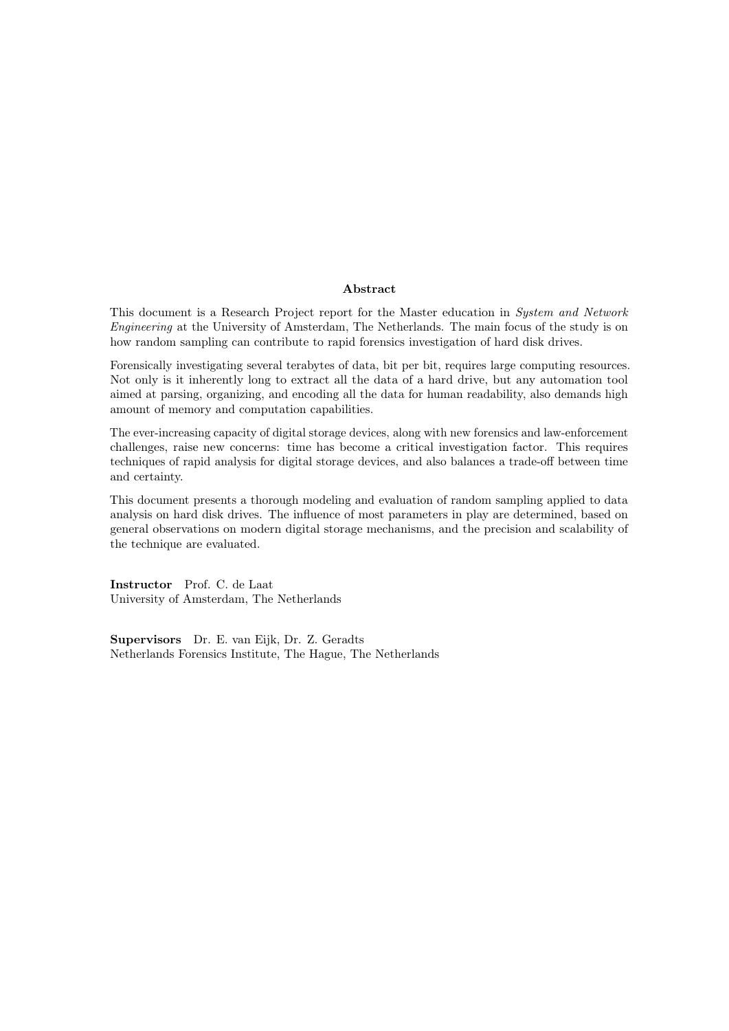## Abstract

This document is a Research Project report for the Master education in *System and Network Engineering* at the University of Amsterdam, The Netherlands. The main focus of the study is on how random sampling can contribute to rapid forensics investigation of hard disk drives.

Forensically investigating several terabytes of data, bit per bit, requires large computing resources. Not only is it inherently long to extract all the data of a hard drive, but any automation tool aimed at parsing, organizing, and encoding all the data for human readability, also demands high amount of memory and computation capabilities.

The ever-increasing capacity of digital storage devices, along with new forensics and law-enforcement challenges, raise new concerns: time has become a critical investigation factor. This requires techniques of rapid analysis for digital storage devices, and also balances a trade-off between time and certainty.

This document presents a thorough modeling and evaluation of random sampling applied to data analysis on hard disk drives. The influence of most parameters in play are determined, based on general observations on modern digital storage mechanisms, and the precision and scalability of the technique are evaluated.

**Instructor** Prof. C. de Laat
University of Amsterdam, The Netherlands

**Supervisors** Dr. E. van Eijk, Dr. Z. Geradts
Netherlands Forensics Institute, The Hague, The Netherlands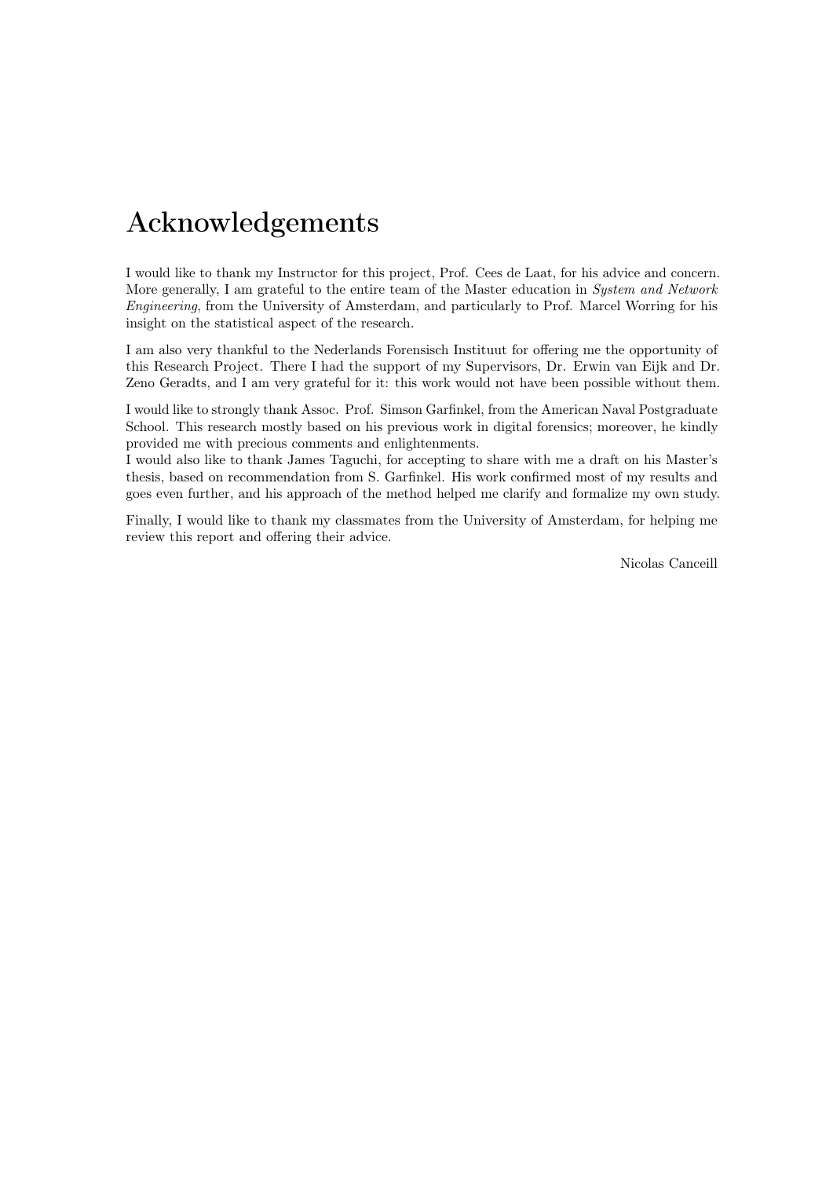# Acknowledgements

I would like to thank my Instructor for this project, Prof. Cees de Laat, for his advice and concern. More generally, I am grateful to the entire team of the Master education in *System and Network Engineering*, from the University of Amsterdam, and particularly to Prof. Marcel Worring for his insight on the statistical aspect of the research.

I am also very thankful to the Nederlands Forensisch Instituut for offering me the opportunity of this Research Project. There I had the support of my Supervisors, Dr. Erwin van Eijk and Dr. Zeno Geradts, and I am very grateful for it: this work would not have been possible without them.

I would like to strongly thank Assoc. Prof. Simson Garfinkel, from the American Naval Postgraduate School. This research mostly based on his previous work in digital forensics; moreover, he kindly provided me with precious comments and enlightenments.
I would also like to thank James Taguchi, for accepting to share with me a draft on his Master's thesis, based on recommendation from S. Garfinkel. His work confirmed most of my results and goes even further, and his approach of the method helped me clarify and formalize my own study.

Finally, I would like to thank my classmates from the University of Amsterdam, for helping me review this report and offering their advice.

Nicolas Canceill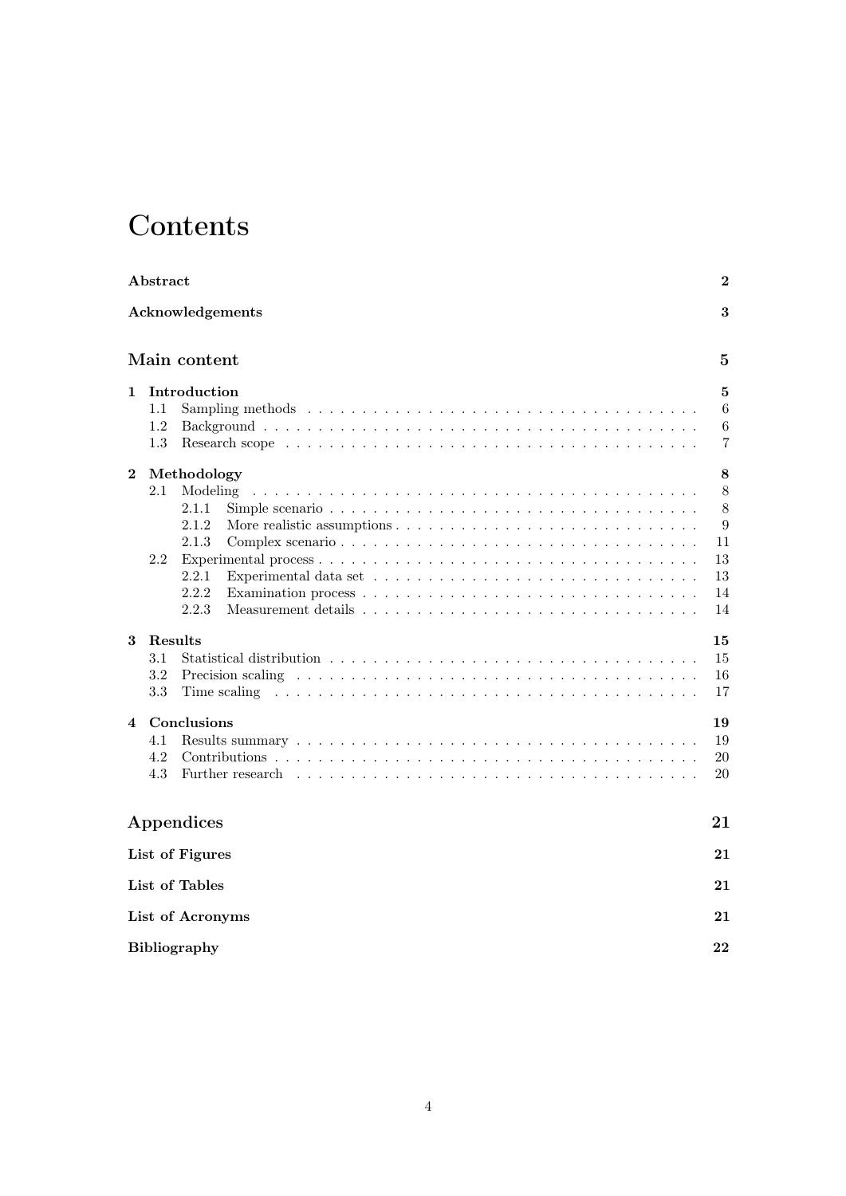# Contents

**Abstract** **2**

**Acknowledgements** **3**

## Main content **5**

**1 Introduction** **5**

- 1.1 Sampling methods 6
- 1.2 Background 6
- 1.3 Research scope 7

**2 Methodology** **8**

- 2.1 Modeling 8
  - 2.1.1 Simple scenario 8
  - 2.1.2 More realistic assumptions 9
  - 2.1.3 Complex scenario 11
- 2.2 Experimental process 13
  - 2.2.1 Experimental data set 13
  - 2.2.2 Examination process 14
  - 2.2.3 Measurement details 14

**3 Results** **15**

- 3.1 Statistical distribution 15
- 3.2 Precision scaling 16
- 3.3 Time scaling 17

**4 Conclusions** **19**

- 4.1 Results summary 19
- 4.2 Contributions 20
- 4.3 Further research 20

## Appendices **21**

**List of Figures** **21**

**List of Tables** **21**

**List of Acronyms** **21**

**Bibliography** **22**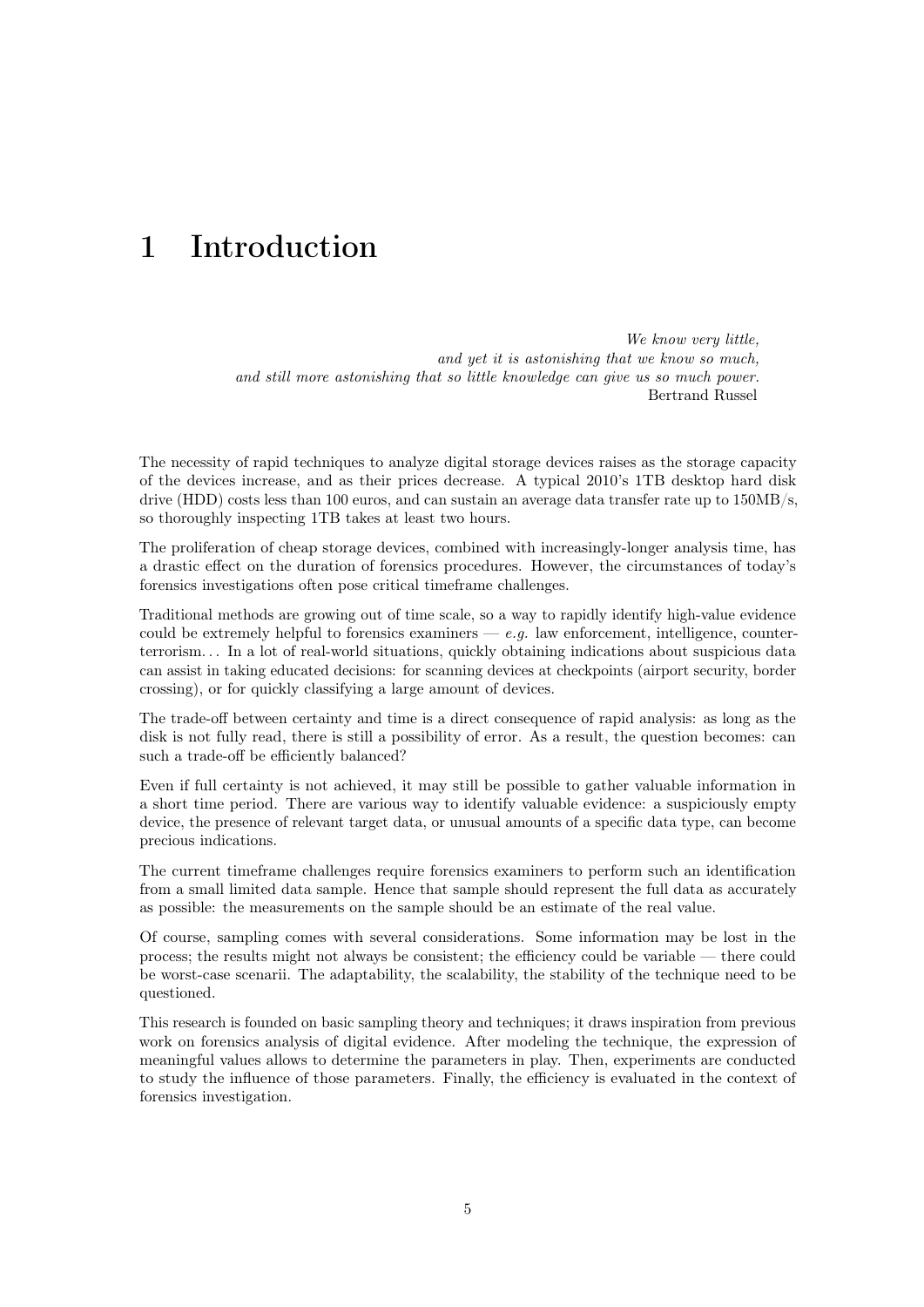# 1 Introduction

*We know very little,*
*and yet it is astonishing that we know so much,*
*and still more astonishing that so little knowledge can give us so much power.*
Bertrand Russel

The necessity of rapid techniques to analyze digital storage devices raises as the storage capacity of the devices increase, and as their prices decrease. A typical 2010's 1TB desktop hard disk drive (HDD) costs less than 100 euros, and can sustain an average data transfer rate up to 150MB/s, so thoroughly inspecting 1TB takes at least two hours.

The proliferation of cheap storage devices, combined with increasingly-longer analysis time, has a drastic effect on the duration of forensics procedures. However, the circumstances of today's forensics investigations often pose critical timeframe challenges.

Traditional methods are growing out of time scale, so a way to rapidly identify high-value evidence could be extremely helpful to forensics examiners — *e.g.* law enforcement, intelligence, counter-terrorism... In a lot of real-world situations, quickly obtaining indications about suspicious data can assist in taking educated decisions: for scanning devices at checkpoints (airport security, border crossing), or for quickly classifying a large amount of devices.

The trade-off between certainty and time is a direct consequence of rapid analysis: as long as the disk is not fully read, there is still a possibility of error. As a result, the question becomes: can such a trade-off be efficiently balanced?

Even if full certainty is not achieved, it may still be possible to gather valuable information in a short time period. There are various way to identify valuable evidence: a suspiciously empty device, the presence of relevant target data, or unusual amounts of a specific data type, can become precious indications.

The current timeframe challenges require forensics examiners to perform such an identification from a small limited data sample. Hence that sample should represent the full data as accurately as possible: the measurements on the sample should be an estimate of the real value.

Of course, sampling comes with several considerations. Some information may be lost in the process; the results might not always be consistent; the efficiency could be variable — there could be worst-case scenarii. The adaptability, the scalability, the stability of the technique need to be questioned.

This research is founded on basic sampling theory and techniques; it draws inspiration from previous work on forensics analysis of digital evidence. After modeling the technique, the expression of meaningful values allows to determine the parameters in play. Then, experiments are conducted to study the influence of those parameters. Finally, the efficiency is evaluated in the context of forensics investigation.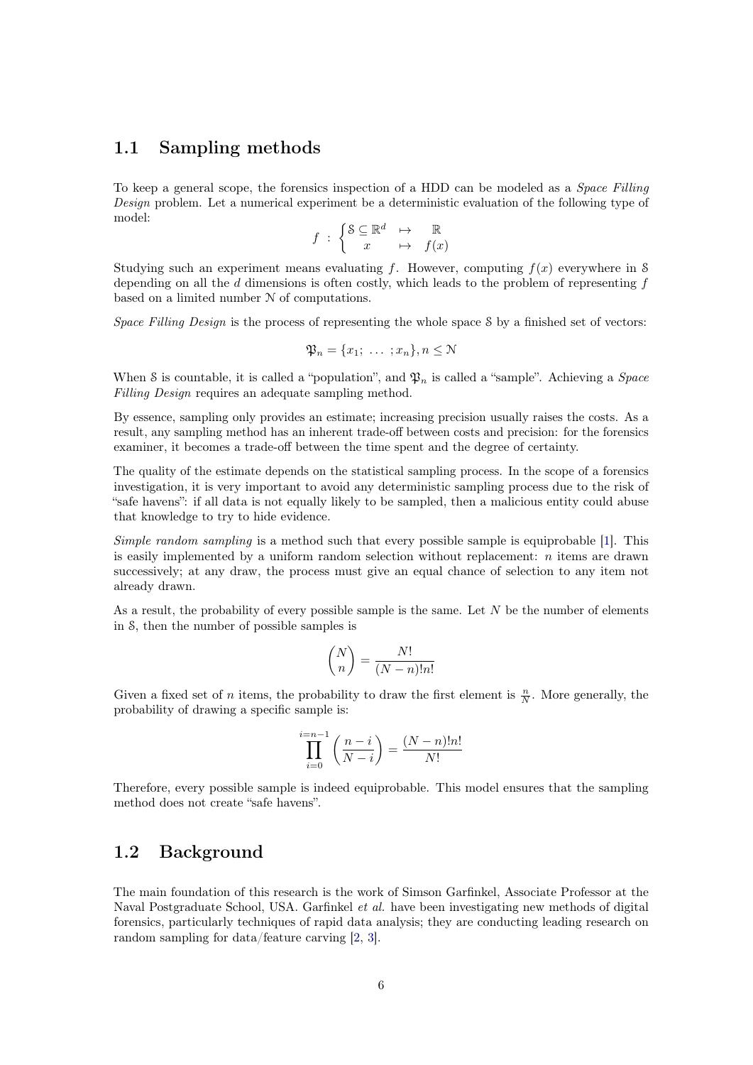## 1.1 Sampling methods

To keep a general scope, the forensics inspection of a HDD can be modeled as a *Space Filling Design* problem. Let a numerical experiment be a deterministic evaluation of the following type of model:

$$f \; : \; \begin{cases} \mathcal{S} \subseteq \mathbb{R}^d & \mapsto \quad \mathbb{R} \\ \quad x & \mapsto \quad f(x) \end{cases}$$

Studying such an experiment means evaluating $f$. However, computing $f(x)$ everywhere in $\mathcal{S}$ depending on all the $d$ dimensions is often costly, which leads to the problem of representing $f$ based on a limited number $\mathcal{N}$ of computations.

*Space Filling Design* is the process of representing the whole space $\mathcal{S}$ by a finished set of vectors:

$$\mathfrak{P}_n = \{x_1; \; \ldots \; ; x_n\}, n \leq \mathcal{N}$$

When $\mathcal{S}$ is countable, it is called a "population", and $\mathfrak{P}_n$ is called a "sample". Achieving a *Space Filling Design* requires an adequate sampling method.

By essence, sampling only provides an estimate; increasing precision usually raises the costs. As a result, any sampling method has an inherent trade-off between costs and precision: for the forensics examiner, it becomes a trade-off between the time spent and the degree of certainty.

The quality of the estimate depends on the statistical sampling process. In the scope of a forensics investigation, it is very important to avoid any deterministic sampling process due to the risk of "safe havens": if all data is not equally likely to be sampled, then a malicious entity could abuse that knowledge to try to hide evidence.

*Simple random sampling* is a method such that every possible sample is equiprobable [1]. This is easily implemented by a uniform random selection without replacement: $n$ items are drawn successively; at any draw, the process must give an equal chance of selection to any item not already drawn.

As a result, the probability of every possible sample is the same. Let $N$ be the number of elements in $\mathcal{S}$, then the number of possible samples is

$$\binom{N}{n} = \frac{N!}{(N-n)!n!}$$

Given a fixed set of $n$ items, the probability to draw the first element is $\frac{n}{N}$. More generally, the probability of drawing a specific sample is:

$$\prod_{i=0}^{i=n-1} \left( \frac{n-i}{N-i} \right) = \frac{(N-n)!n!}{N!}$$

Therefore, every possible sample is indeed equiprobable. This model ensures that the sampling method does not create "safe havens".

## 1.2 Background

The main foundation of this research is the work of Simson Garfinkel, Associate Professor at the Naval Postgraduate School, USA. Garfinkel *et al.* have been investigating new methods of digital forensics, particularly techniques of rapid data analysis; they are conducting leading research on random sampling for data/feature carving [2, 3].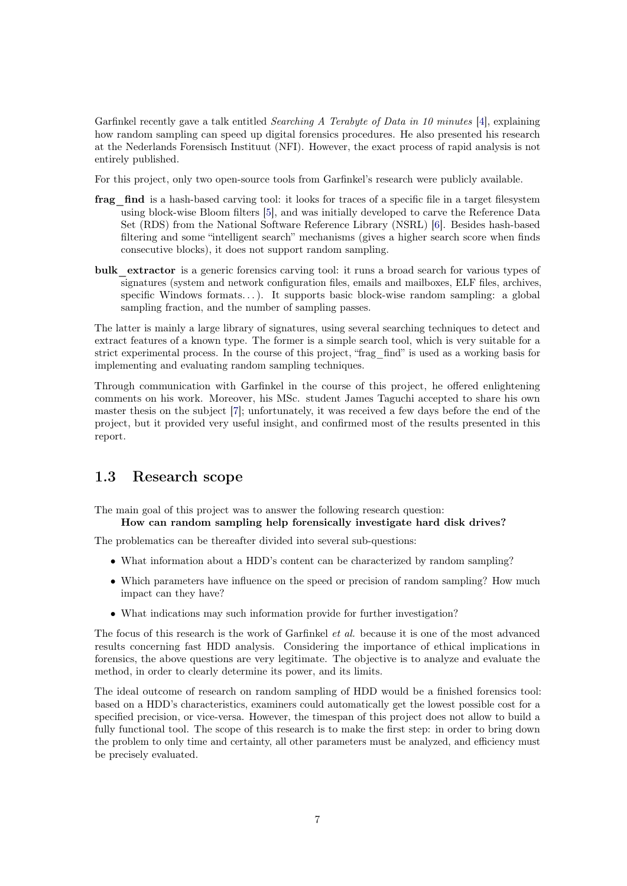Garfinkel recently gave a talk entitled *Searching A Terabyte of Data in 10 minutes* [4], explaining how random sampling can speed up digital forensics procedures. He also presented his research at the Nederlands Forensisch Instituut (NFI). However, the exact process of rapid analysis is not entirely published.

For this project, only two open-source tools from Garfinkel's research were publicly available.

**frag_find** is a hash-based carving tool: it looks for traces of a specific file in a target filesystem using block-wise Bloom filters [5], and was initially developed to carve the Reference Data Set (RDS) from the National Software Reference Library (NSRL) [6]. Besides hash-based filtering and some "intelligent search" mechanisms (gives a higher search score when finds consecutive blocks), it does not support random sampling.

**bulk_extractor** is a generic forensics carving tool: it runs a broad search for various types of signatures (system and network configuration files, emails and mailboxes, ELF files, archives, specific Windows formats...). It supports basic block-wise random sampling: a global sampling fraction, and the number of sampling passes.

The latter is mainly a large library of signatures, using several searching techniques to detect and extract features of a known type. The former is a simple search tool, which is very suitable for a strict experimental process. In the course of this project, "frag_find" is used as a working basis for implementing and evaluating random sampling techniques.

Through communication with Garfinkel in the course of this project, he offered enlightening comments on his work. Moreover, his MSc. student James Taguchi accepted to share his own master thesis on the subject [7]; unfortunately, it was received a few days before the end of the project, but it provided very useful insight, and confirmed most of the results presented in this report.

## 1.3 Research scope

The main goal of this project was to answer the following research question:

**How can random sampling help forensically investigate hard disk drives?**

The problematics can be thereafter divided into several sub-questions:

- What information about a HDD's content can be characterized by random sampling?
- Which parameters have influence on the speed or precision of random sampling? How much impact can they have?
- What indications may such information provide for further investigation?

The focus of this research is the work of Garfinkel *et al.* because it is one of the most advanced results concerning fast HDD analysis. Considering the importance of ethical implications in forensics, the above questions are very legitimate. The objective is to analyze and evaluate the method, in order to clearly determine its power, and its limits.

The ideal outcome of research on random sampling of HDD would be a finished forensics tool: based on a HDD's characteristics, examiners could automatically get the lowest possible cost for a specified precision, or vice-versa. However, the timespan of this project does not allow to build a fully functional tool. The scope of this research is to make the first step: in order to bring down the problem to only time and certainty, all other parameters must be analyzed, and efficiency must be precisely evaluated.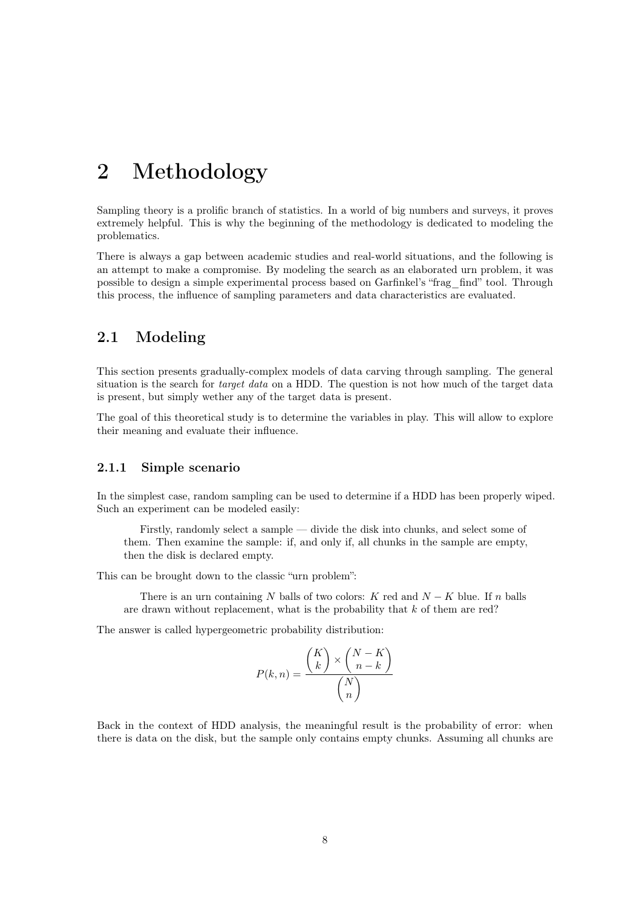# 2 Methodology

Sampling theory is a prolific branch of statistics. In a world of big numbers and surveys, it proves extremely helpful. This is why the beginning of the methodology is dedicated to modeling the problematics.

There is always a gap between academic studies and real-world situations, and the following is an attempt to make a compromise. By modeling the search as an elaborated urn problem, it was possible to design a simple experimental process based on Garfinkel's "frag_find" tool. Through this process, the influence of sampling parameters and data characteristics are evaluated.

## 2.1 Modeling

This section presents gradually-complex models of data carving through sampling. The general situation is the search for *target data* on a HDD. The question is not how much of the target data is present, but simply wether any of the target data is present.

The goal of this theoretical study is to determine the variables in play. This will allow to explore their meaning and evaluate their influence.

### 2.1.1 Simple scenario

In the simplest case, random sampling can be used to determine if a HDD has been properly wiped. Such an experiment can be modeled easily:

> Firstly, randomly select a sample — divide the disk into chunks, and select some of them. Then examine the sample: if, and only if, all chunks in the sample are empty, then the disk is declared empty.

This can be brought down to the classic "urn problem":

> There is an urn containing $N$ balls of two colors: $K$ red and $N - K$ blue. If $n$ balls are drawn without replacement, what is the probability that $k$ of them are red?

The answer is called hypergeometric probability distribution:

$$P(k, n) = \frac{\binom{K}{k} \times \binom{N-K}{n-k}}{\binom{N}{n}}$$

Back in the context of HDD analysis, the meaningful result is the probability of error: when there is data on the disk, but the sample only contains empty chunks. Assuming all chunks are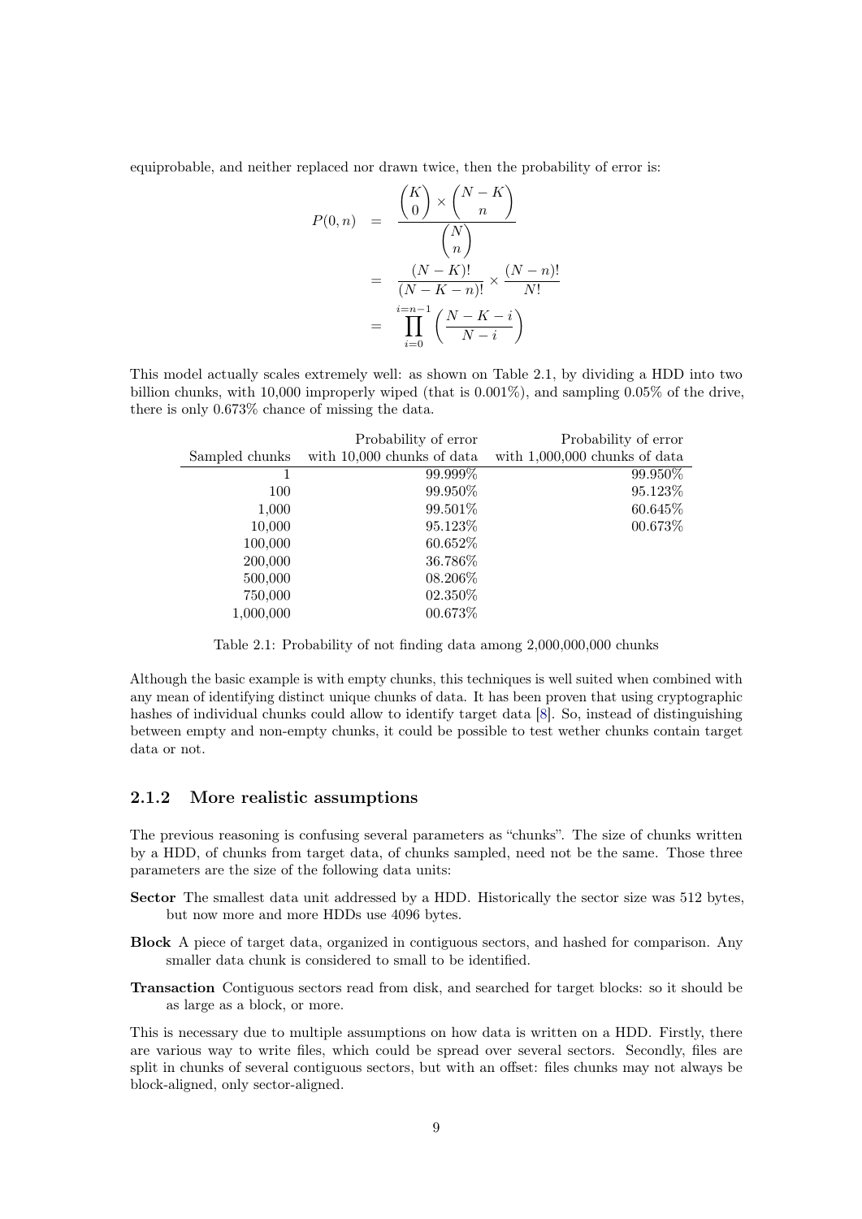equiprobable, and neither replaced nor drawn twice, then the probability of error is:

$$
\begin{aligned}
P(0,n) &= \frac{\binom{K}{0} \times \binom{N-K}{n}}{\binom{N}{n}} \\
&= \frac{(N-K)!}{(N-K-n)!} \times \frac{(N-n)!}{N!} \\
&= \prod_{i=0}^{i=n-1} \left( \frac{N-K-i}{N-i} \right)
\end{aligned}
$$

This model actually scales extremely well: as shown on Table 2.1, by dividing a HDD into two billion chunks, with 10,000 improperly wiped (that is 0.001%), and sampling 0.05% of the drive, there is only 0.673% chance of missing the data.

| Sampled chunks | Probability of error with 10,000 chunks of data | Probability of error with 1,000,000 chunks of data |
|---:|---:|---:|
| 1 | 99.999% | 99.950% |
| 100 | 99.950% | 95.123% |
| 1,000 | 99.501% | 60.645% |
| 10,000 | 95.123% | 00.673% |
| 100,000 | 60.652% | |
| 200,000 | 36.786% | |
| 500,000 | 08.206% | |
| 750,000 | 02.350% | |
| 1,000,000 | 00.673% | |

Table 2.1: Probability of not finding data among 2,000,000,000 chunks

Although the basic example is with empty chunks, this techniques is well suited when combined with any mean of identifying distinct unique chunks of data. It has been proven that using cryptographic hashes of individual chunks could allow to identify target data [8]. So, instead of distinguishing between empty and non-empty chunks, it could be possible to test wether chunks contain target data or not.

### 2.1.2 More realistic assumptions

The previous reasoning is confusing several parameters as "chunks". The size of chunks written by a HDD, of chunks from target data, of chunks sampled, need not be the same. Those three parameters are the size of the following data units:

**Sector** The smallest data unit addressed by a HDD. Historically the sector size was 512 bytes, but now more and more HDDs use 4096 bytes.

**Block** A piece of target data, organized in contiguous sectors, and hashed for comparison. Any smaller data chunk is considered to small to be identified.

**Transaction** Contiguous sectors read from disk, and searched for target blocks: so it should be as large as a block, or more.

This is necessary due to multiple assumptions on how data is written on a HDD. Firstly, there are various way to write files, which could be spread over several sectors. Secondly, files are split in chunks of several contiguous sectors, but with an offset: files chunks may not always be block-aligned, only sector-aligned.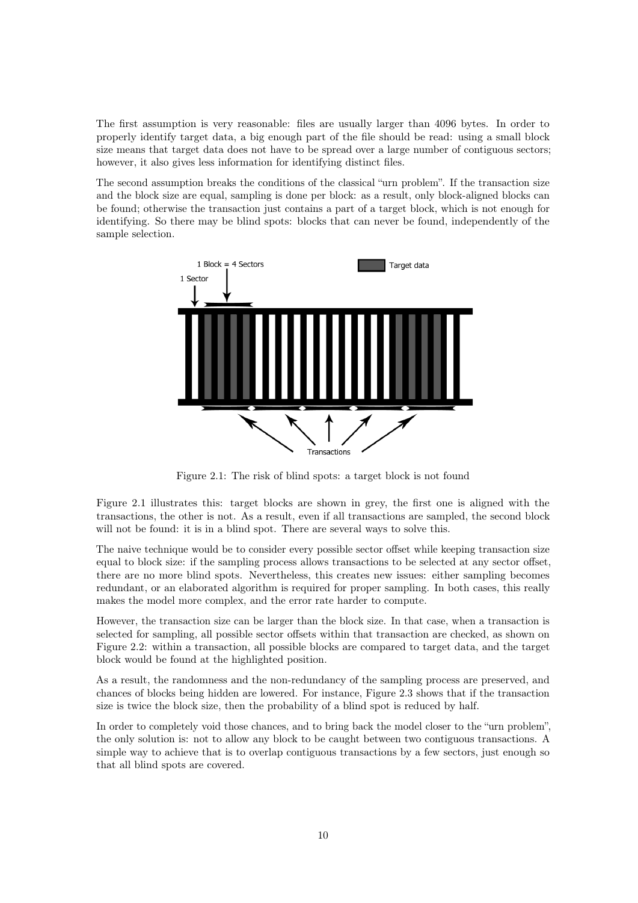The first assumption is very reasonable: files are usually larger than 4096 bytes. In order to properly identify target data, a big enough part of the file should be read: using a small block size means that target data does not have to be spread over a large number of contiguous sectors; however, it also gives less information for identifying distinct files.

The second assumption breaks the conditions of the classical "urn problem". If the transaction size and the block size are equal, sampling is done per block: as a result, only block-aligned blocks can be found; otherwise the transaction just contains a part of a target block, which is not enough for identifying. So there may be blind spots: blocks that can never be found, independently of the sample selection.

Figure 2.1: The risk of blind spots: a target block is not found

Figure 2.1 illustrates this: target blocks are shown in grey, the first one is aligned with the transactions, the other is not. As a result, even if all transactions are sampled, the second block will not be found: it is in a blind spot. There are several ways to solve this.

The naive technique would be to consider every possible sector offset while keeping transaction size equal to block size: if the sampling process allows transactions to be selected at any sector offset, there are no more blind spots. Nevertheless, this creates new issues: either sampling becomes redundant, or an elaborated algorithm is required for proper sampling. In both cases, this really makes the model more complex, and the error rate harder to compute.

However, the transaction size can be larger than the block size. In that case, when a transaction is selected for sampling, all possible sector offsets within that transaction are checked, as shown on Figure 2.2: within a transaction, all possible blocks are compared to target data, and the target block would be found at the highlighted position.

As a result, the randomness and the non-redundancy of the sampling process are preserved, and chances of blocks being hidden are lowered. For instance, Figure 2.3 shows that if the transaction size is twice the block size, then the probability of a blind spot is reduced by half.

In order to completely void those chances, and to bring back the model closer to the "urn problem", the only solution is: not to allow any block to be caught between two contiguous transactions. A simple way to achieve that is to overlap contiguous transactions by a few sectors, just enough so that all blind spots are covered.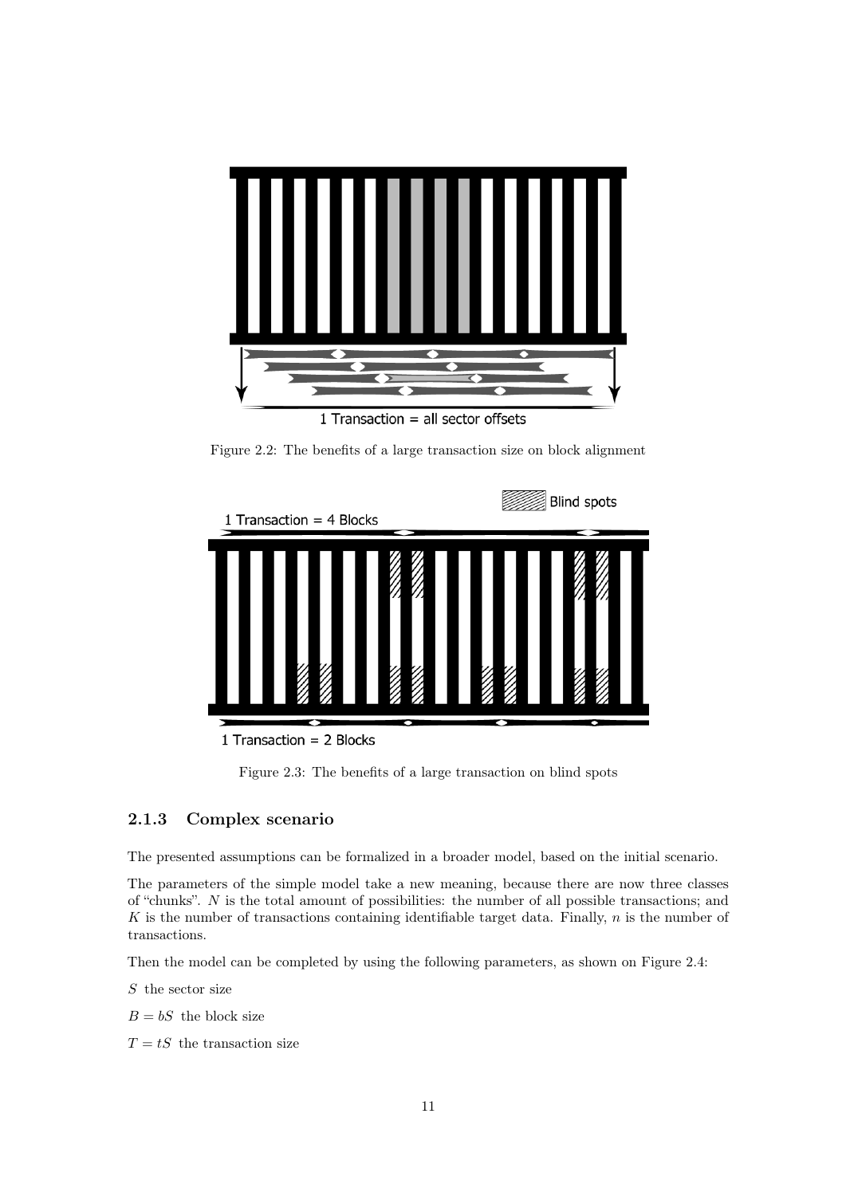1 Transaction = all sector offsets

Figure 2.2: The benefits of a large transaction size on block alignment

Blind spots

1 Transaction = 4 Blocks

1 Transaction = 2 Blocks

Figure 2.3: The benefits of a large transaction on blind spots

### 2.1.3 Complex scenario

The presented assumptions can be formalized in a broader model, based on the initial scenario.

The parameters of the simple model take a new meaning, because there are now three classes of "chunks". $N$ is the total amount of possibilities: the number of all possible transactions; and $K$ is the number of transactions containing identifiable target data. Finally, $n$ is the number of transactions.

Then the model can be completed by using the following parameters, as shown on Figure 2.4:

$S$ the sector size

$B = bS$ the block size

$T = tS$ the transaction size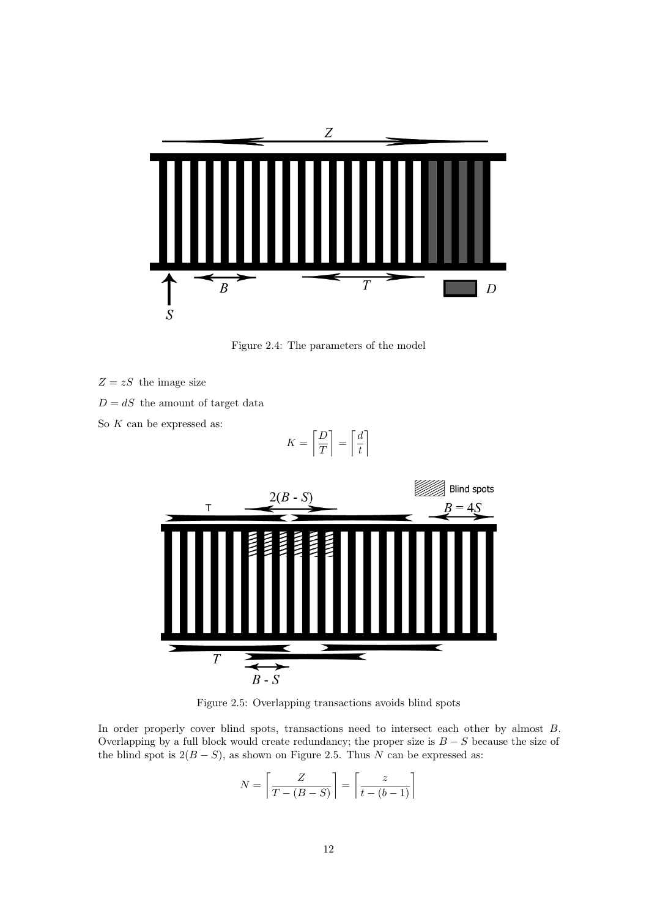Figure 2.4: The parameters of the model

$Z = zS$ the image size

$D = dS$ the amount of target data

So $K$ can be expressed as:

$$K = \left\lceil \frac{D}{T} \right\rceil = \left\lceil \frac{d}{t} \right\rceil$$

Figure 2.5: Overlapping transactions avoids blind spots

In order properly cover blind spots, transactions need to intersect each other by almost $B$. Overlapping by a full block would create redundancy; the proper size is $B - S$ because the size of the blind spot is $2(B - S)$, as shown on Figure 2.5. Thus $N$ can be expressed as:

$$N = \left\lceil \frac{Z}{T - (B - S)} \right\rceil = \left\lceil \frac{z}{t - (b - 1)} \right\rceil$$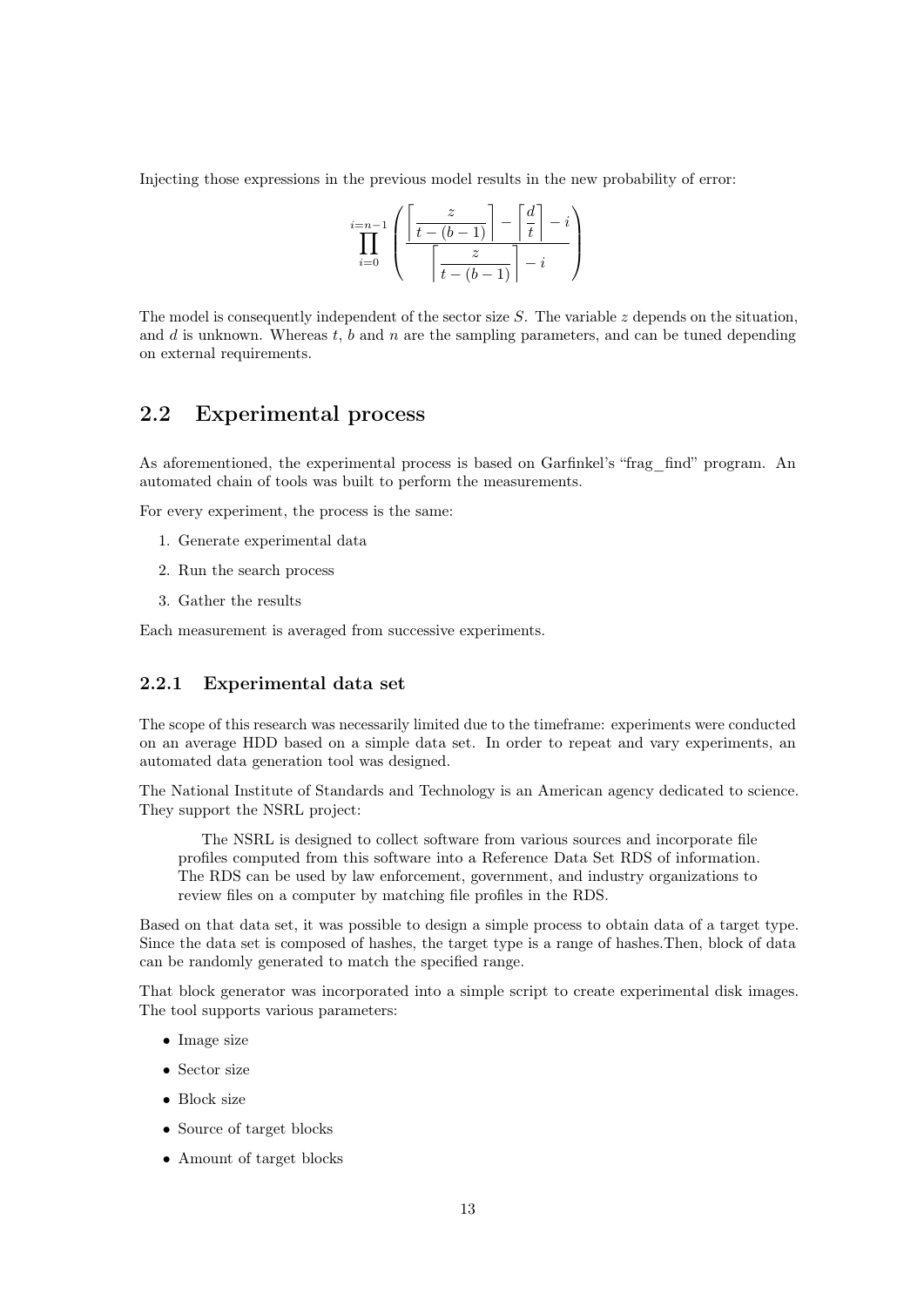Injecting those expressions in the previous model results in the new probability of error:

$$\prod_{i=0}^{i=n-1} \left( \frac{\left\lceil \frac{z}{t-(b-1)} \right\rceil - \left\lceil \frac{d}{t} \right\rceil - i}{\left\lceil \frac{z}{t-(b-1)} \right\rceil - i} \right)$$

The model is consequently independent of the sector size $S$. The variable $z$ depends on the situation, and $d$ is unknown. Whereas $t$, $b$ and $n$ are the sampling parameters, and can be tuned depending on external requirements.

## 2.2 Experimental process

As aforementioned, the experimental process is based on Garfinkel's "frag_find" program. An automated chain of tools was built to perform the measurements.

For every experiment, the process is the same:

1. Generate experimental data
2. Run the search process
3. Gather the results

Each measurement is averaged from successive experiments.

### 2.2.1 Experimental data set

The scope of this research was necessarily limited due to the timeframe: experiments were conducted on an average HDD based on a simple data set. In order to repeat and vary experiments, an automated data generation tool was designed.

The National Institute of Standards and Technology is an American agency dedicated to science. They support the NSRL project:

> The NSRL is designed to collect software from various sources and incorporate file profiles computed from this software into a Reference Data Set RDS of information. The RDS can be used by law enforcement, government, and industry organizations to review files on a computer by matching file profiles in the RDS.

Based on that data set, it was possible to design a simple process to obtain data of a target type. Since the data set is composed of hashes, the target type is a range of hashes.Then, block of data can be randomly generated to match the specified range.

That block generator was incorporated into a simple script to create experimental disk images. The tool supports various parameters:

- Image size
- Sector size
- Block size
- Source of target blocks
- Amount of target blocks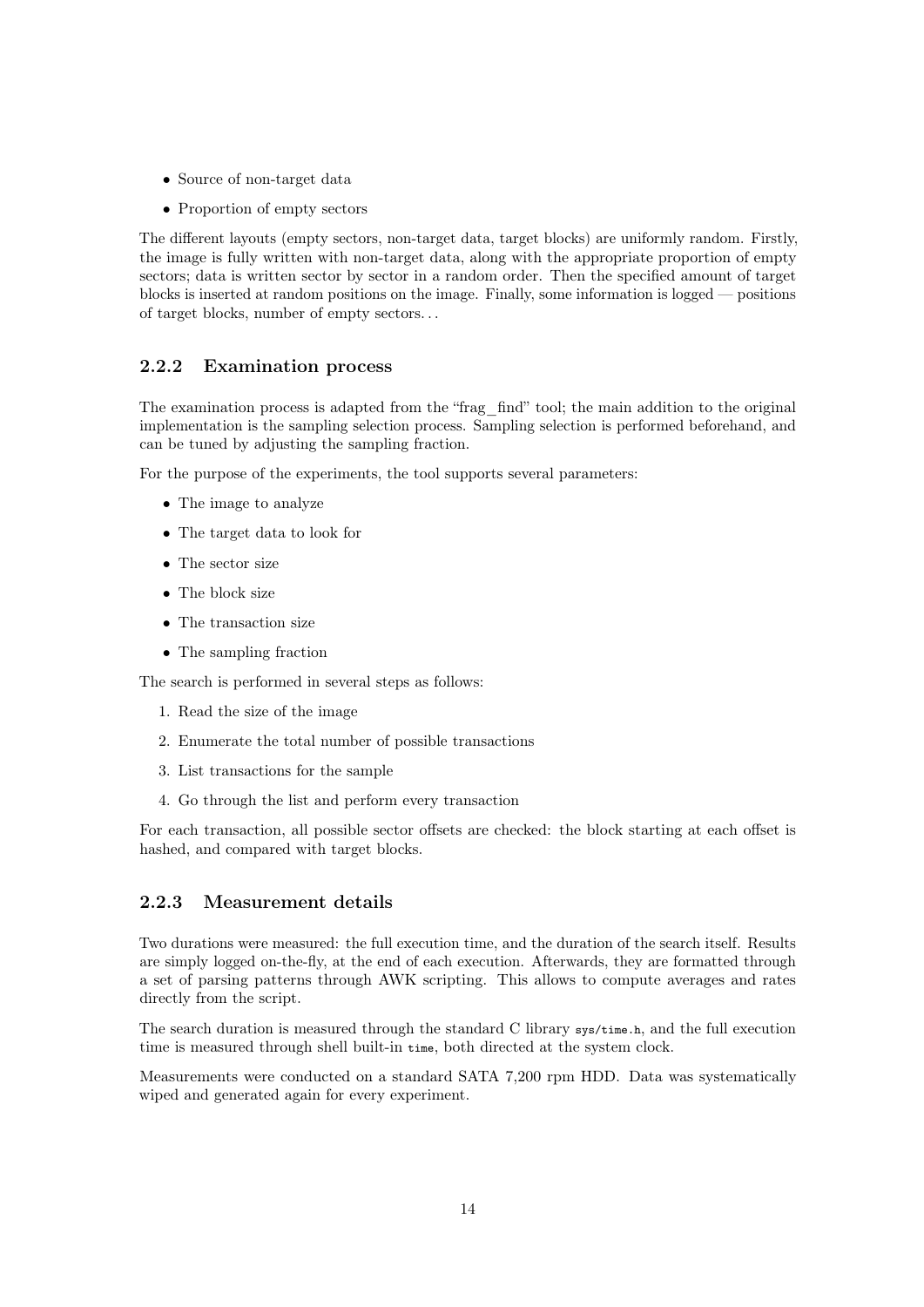- Source of non-target data
- Proportion of empty sectors

The different layouts (empty sectors, non-target data, target blocks) are uniformly random. Firstly, the image is fully written with non-target data, along with the appropriate proportion of empty sectors; data is written sector by sector in a random order. Then the specified amount of target blocks is inserted at random positions on the image. Finally, some information is logged — positions of target blocks, number of empty sectors. . .

### 2.2.2 Examination process

The examination process is adapted from the "frag_find" tool; the main addition to the original implementation is the sampling selection process. Sampling selection is performed beforehand, and can be tuned by adjusting the sampling fraction.

For the purpose of the experiments, the tool supports several parameters:

- The image to analyze
- The target data to look for
- The sector size
- The block size
- The transaction size
- The sampling fraction

The search is performed in several steps as follows:

1. Read the size of the image
2. Enumerate the total number of possible transactions
3. List transactions for the sample
4. Go through the list and perform every transaction

For each transaction, all possible sector offsets are checked: the block starting at each offset is hashed, and compared with target blocks.

### 2.2.3 Measurement details

Two durations were measured: the full execution time, and the duration of the search itself. Results are simply logged on-the-fly, at the end of each execution. Afterwards, they are formatted through a set of parsing patterns through AWK scripting. This allows to compute averages and rates directly from the script.

The search duration is measured through the standard C library `sys/time.h`, and the full execution time is measured through shell built-in `time`, both directed at the system clock.

Measurements were conducted on a standard SATA 7,200 rpm HDD. Data was systematically wiped and generated again for every experiment.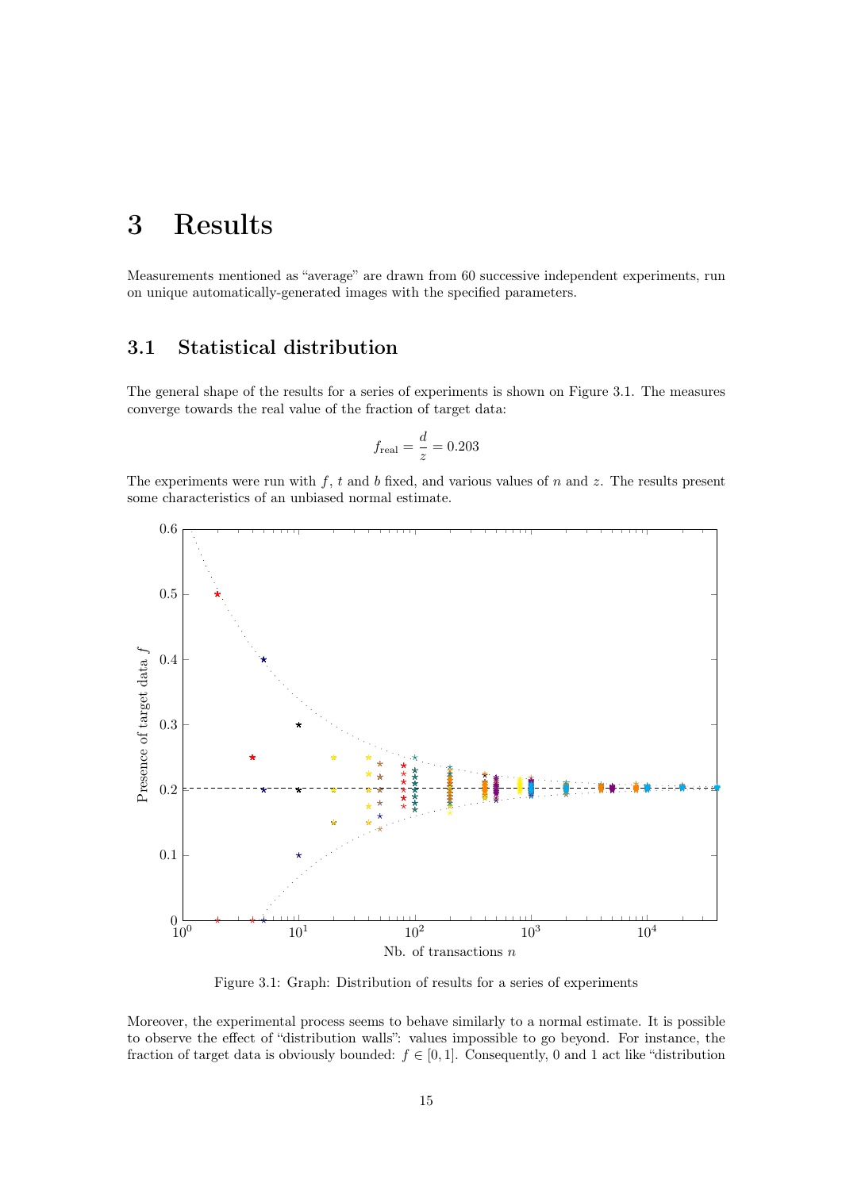# 3 Results

Measurements mentioned as "average" are drawn from 60 successive independent experiments, run on unique automatically-generated images with the specified parameters.

## 3.1 Statistical distribution

The general shape of the results for a series of experiments is shown on Figure 3.1. The measures converge towards the real value of the fraction of target data:

$$f_{\text{real}} = \frac{d}{z} = 0.203$$

The experiments were run with $f$, $t$ and $b$ fixed, and various values of $n$ and $z$. The results present some characteristics of an unbiased normal estimate.

Figure 3.1: Graph: Distribution of results for a series of experiments

Moreover, the experimental process seems to behave similarly to a normal estimate. It is possible to observe the effect of "distribution walls": values impossible to go beyond. For instance, the fraction of target data is obviously bounded: $f \in [0, 1]$. Consequently, 0 and 1 act like "distribution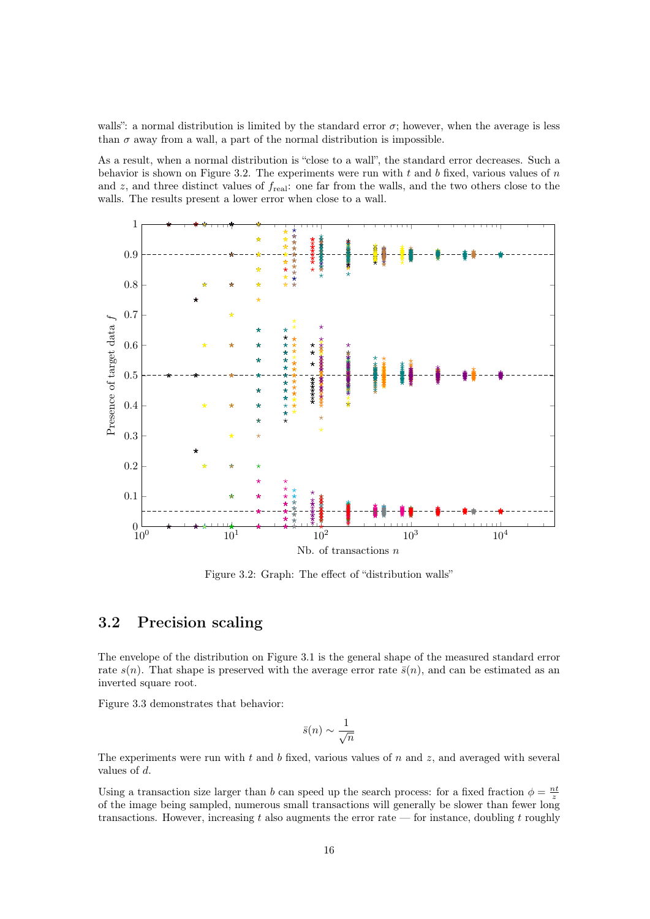walls": a normal distribution is limited by the standard error $\sigma$; however, when the average is less than $\sigma$ away from a wall, a part of the normal distribution is impossible.

As a result, when a normal distribution is "close to a wall", the standard error decreases. Such a behavior is shown on Figure 3.2. The experiments were run with $t$ and $b$ fixed, various values of $n$ and $z$, and three distinct values of $f_{\text{real}}$: one far from the walls, and the two others close to the walls. The results present a lower error when close to a wall.

Figure 3.2: Graph: The effect of "distribution walls"

## 3.2 Precision scaling

The envelope of the distribution on Figure 3.1 is the general shape of the measured standard error rate $s(n)$. That shape is preserved with the average error rate $\bar{s}(n)$, and can be estimated as an inverted square root.

Figure 3.3 demonstrates that behavior:

$$\bar{s}(n) \sim \frac{1}{\sqrt{n}}$$

The experiments were run with $t$ and $b$ fixed, various values of $n$ and $z$, and averaged with several values of $d$.

Using a transaction size larger than $b$ can speed up the search process: for a fixed fraction $\phi = \frac{nt}{z}$ of the image being sampled, numerous small transactions will generally be slower than fewer long transactions. However, increasing $t$ also augments the error rate — for instance, doubling $t$ roughly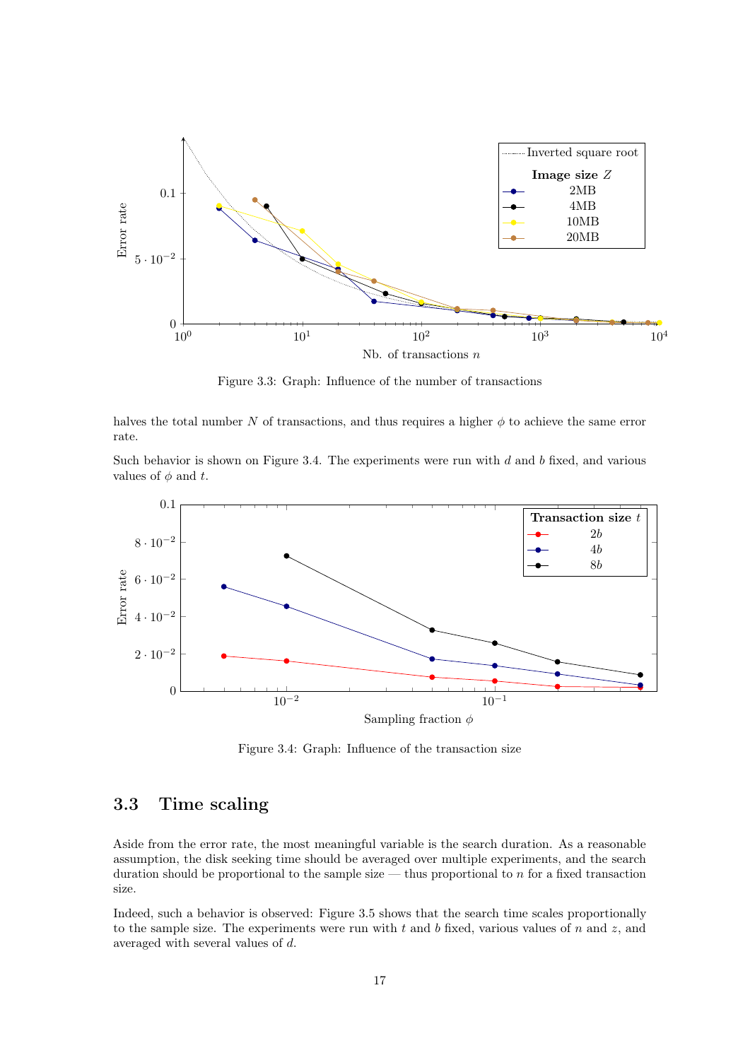Figure 3.3: Graph: Influence of the number of transactions

halves the total number $N$ of transactions, and thus requires a higher $\phi$ to achieve the same error rate.

Such behavior is shown on Figure 3.4. The experiments were run with $d$ and $b$ fixed, and various values of $\phi$ and $t$.

Figure 3.4: Graph: Influence of the transaction size

## 3.3 Time scaling

Aside from the error rate, the most meaningful variable is the search duration. As a reasonable assumption, the disk seeking time should be averaged over multiple experiments, and the search duration should be proportional to the sample size — thus proportional to $n$ for a fixed transaction size.

Indeed, such a behavior is observed: Figure 3.5 shows that the search time scales proportionally to the sample size. The experiments were run with $t$ and $b$ fixed, various values of $n$ and $z$, and averaged with several values of $d$.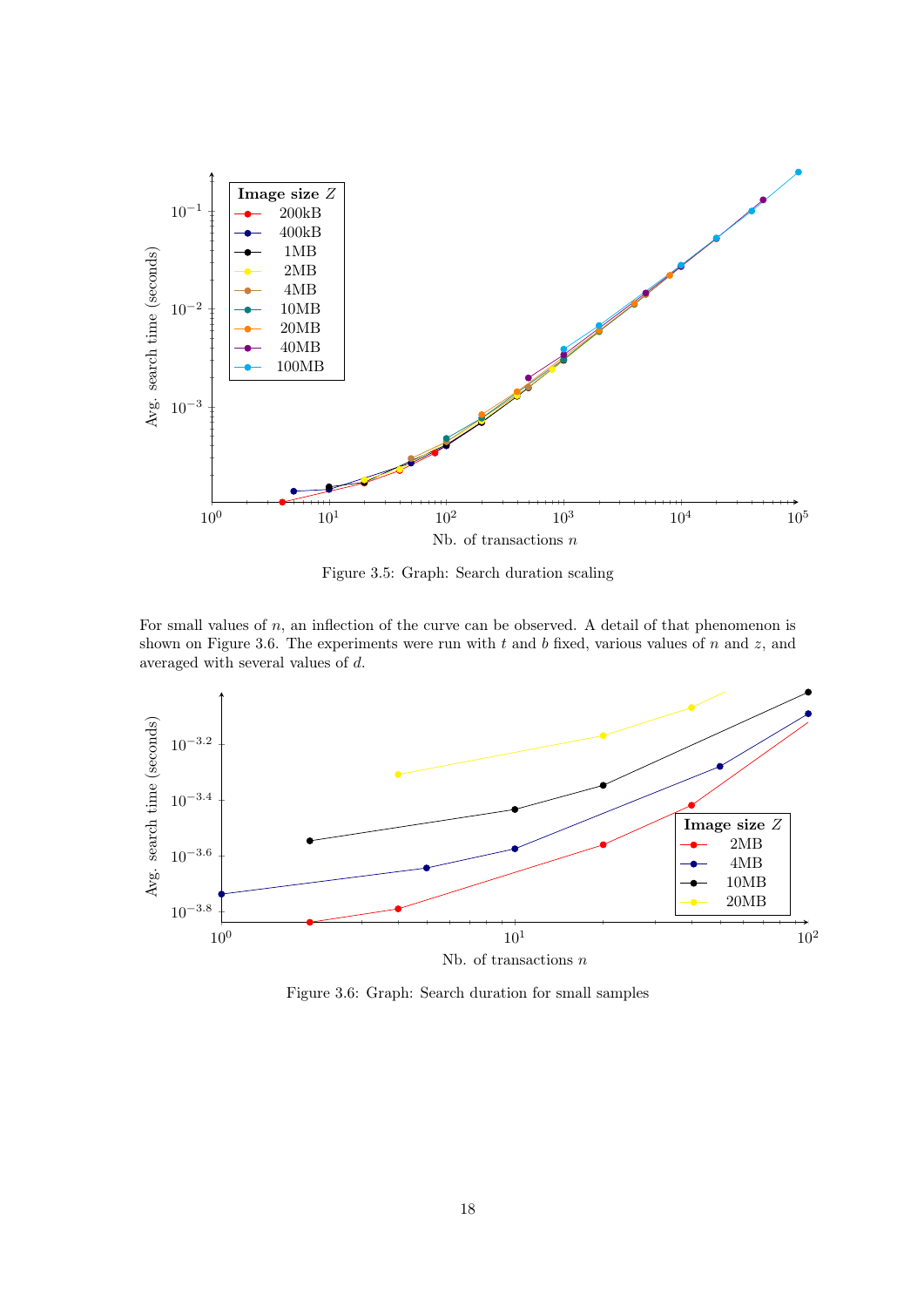Figure 3.5: Graph: Search duration scaling

For small values of $n$, an inflection of the curve can be observed. A detail of that phenomenon is shown on Figure 3.6. The experiments were run with $t$ and $b$ fixed, various values of $n$ and $z$, and averaged with several values of $d$.

Figure 3.6: Graph: Search duration for small samples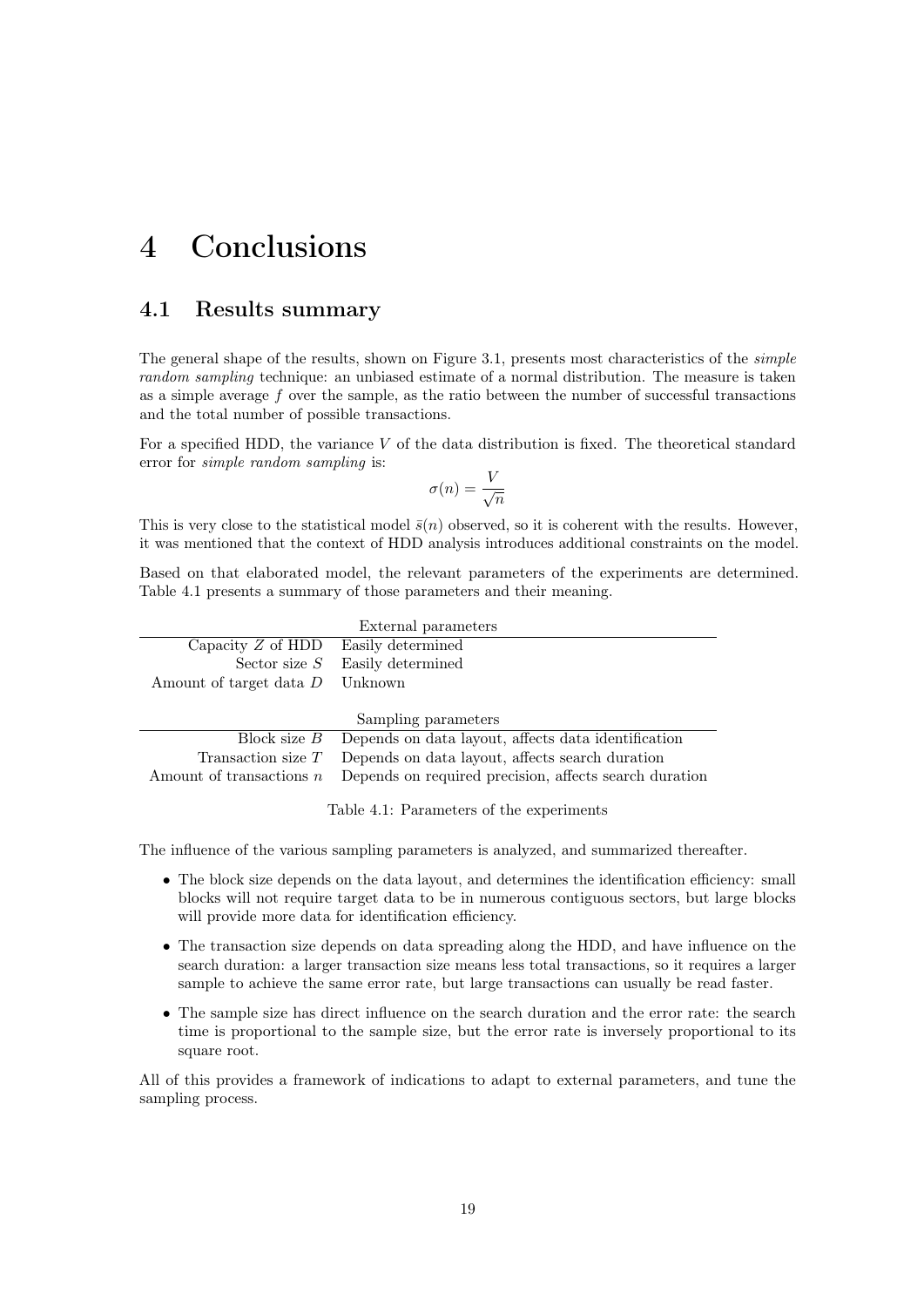# 4 Conclusions

## 4.1 Results summary

The general shape of the results, shown on Figure 3.1, presents most characteristics of the *simple random sampling* technique: an unbiased estimate of a normal distribution. The measure is taken as a simple average $f$ over the sample, as the ratio between the number of successful transactions and the total number of possible transactions.

For a specified HDD, the variance $V$ of the data distribution is fixed. The theoretical standard error for *simple random sampling* is:

$$\sigma(n) = \frac{V}{\sqrt{n}}$$

This is very close to the statistical model $\bar{s}(n)$ observed, so it is coherent with the results. However, it was mentioned that the context of HDD analysis introduces additional constraints on the model.

Based on that elaborated model, the relevant parameters of the experiments are determined. Table 4.1 presents a summary of those parameters and their meaning.

| External parameters | |
|---|---|
| Capacity $Z$ of HDD | Easily determined |
| Sector size $S$ | Easily determined |
| Amount of target data $D$ | Unknown |
| **Sampling parameters** | |
| Block size $B$ | Depends on data layout, affects data identification |
| Transaction size $T$ | Depends on data layout, affects search duration |
| Amount of transactions $n$ | Depends on required precision, affects search duration |

Table 4.1: Parameters of the experiments

The influence of the various sampling parameters is analyzed, and summarized thereafter.

- The block size depends on the data layout, and determines the identification efficiency: small blocks will not require target data to be in numerous contiguous sectors, but large blocks will provide more data for identification efficiency.
- The transaction size depends on data spreading along the HDD, and have influence on the search duration: a larger transaction size means less total transactions, so it requires a larger sample to achieve the same error rate, but large transactions can usually be read faster.
- The sample size has direct influence on the search duration and the error rate: the search time is proportional to the sample size, but the error rate is inversely proportional to its square root.

All of this provides a framework of indications to adapt to external parameters, and tune the sampling process.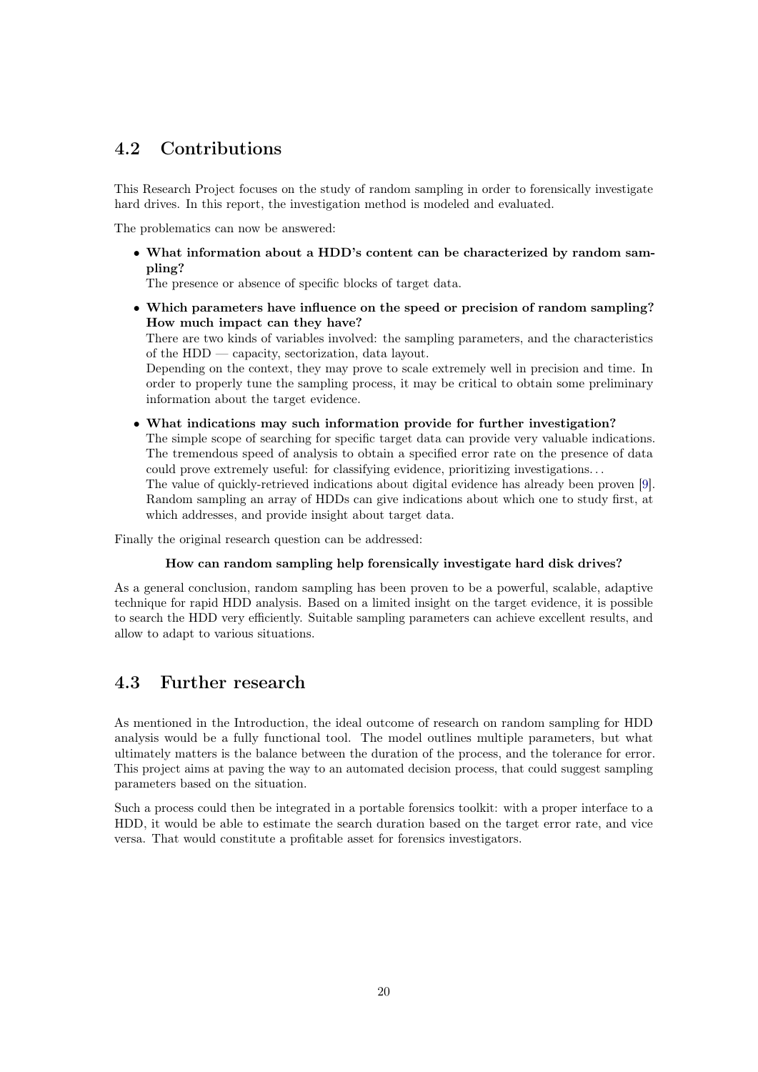## 4.2 Contributions

This Research Project focuses on the study of random sampling in order to forensically investigate hard drives. In this report, the investigation method is modeled and evaluated.

The problematics can now be answered:

- **What information about a HDD's content can be characterized by random sampling?**
  The presence or absence of specific blocks of target data.

- **Which parameters have influence on the speed or precision of random sampling? How much impact can they have?**
  There are two kinds of variables involved: the sampling parameters, and the characteristics of the HDD — capacity, sectorization, data layout.
  Depending on the context, they may prove to scale extremely well in precision and time. In order to properly tune the sampling process, it may be critical to obtain some preliminary information about the target evidence.

- **What indications may such information provide for further investigation?**
  The simple scope of searching for specific target data can provide very valuable indications. The tremendous speed of analysis to obtain a specified error rate on the presence of data could prove extremely useful: for classifying evidence, prioritizing investigations…
  The value of quickly-retrieved indications about digital evidence has already been proven [9]. Random sampling an array of HDDs can give indications about which one to study first, at which addresses, and provide insight about target data.

Finally the original research question can be addressed:

**How can random sampling help forensically investigate hard disk drives?**

As a general conclusion, random sampling has been proven to be a powerful, scalable, adaptive technique for rapid HDD analysis. Based on a limited insight on the target evidence, it is possible to search the HDD very efficiently. Suitable sampling parameters can achieve excellent results, and allow to adapt to various situations.

## 4.3 Further research

As mentioned in the Introduction, the ideal outcome of research on random sampling for HDD analysis would be a fully functional tool. The model outlines multiple parameters, but what ultimately matters is the balance between the duration of the process, and the tolerance for error. This project aims at paving the way to an automated decision process, that could suggest sampling parameters based on the situation.

Such a process could then be integrated in a portable forensics toolkit: with a proper interface to a HDD, it would be able to estimate the search duration based on the target error rate, and vice versa. That would constitute a profitable asset for forensics investigators.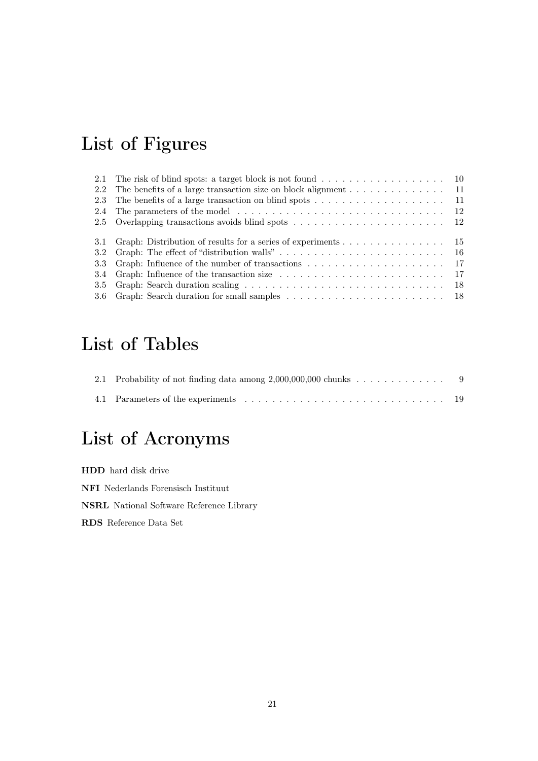# List of Figures

2.1 The risk of blind spots: a target block is not found . . . . . . . . . . . . . . . . . . 10
2.2 The benefits of a large transaction size on block alignment . . . . . . . . . . . . . . 11
2.3 The benefits of a large transaction on blind spots . . . . . . . . . . . . . . . . . . . 11
2.4 The parameters of the model . . . . . . . . . . . . . . . . . . . . . . . . . . . . . . 12
2.5 Overlapping transactions avoids blind spots . . . . . . . . . . . . . . . . . . . . . . 12

3.1 Graph: Distribution of results for a series of experiments . . . . . . . . . . . . . . . 15
3.2 Graph: The effect of "distribution walls" . . . . . . . . . . . . . . . . . . . . . . . . 16
3.3 Graph: Influence of the number of transactions . . . . . . . . . . . . . . . . . . . . 17
3.4 Graph: Influence of the transaction size . . . . . . . . . . . . . . . . . . . . . . . . 17
3.5 Graph: Search duration scaling . . . . . . . . . . . . . . . . . . . . . . . . . . . . . 18
3.6 Graph: Search duration for small samples . . . . . . . . . . . . . . . . . . . . . . . 18

# List of Tables

2.1 Probability of not finding data among 2,000,000,000 chunks . . . . . . . . . . . . . 9

4.1 Parameters of the experiments . . . . . . . . . . . . . . . . . . . . . . . . . . . . . 19

# List of Acronyms

**HDD** hard disk drive

**NFI** Nederlands Forensisch Instituut

**NSRL** National Software Reference Library

**RDS** Reference Data Set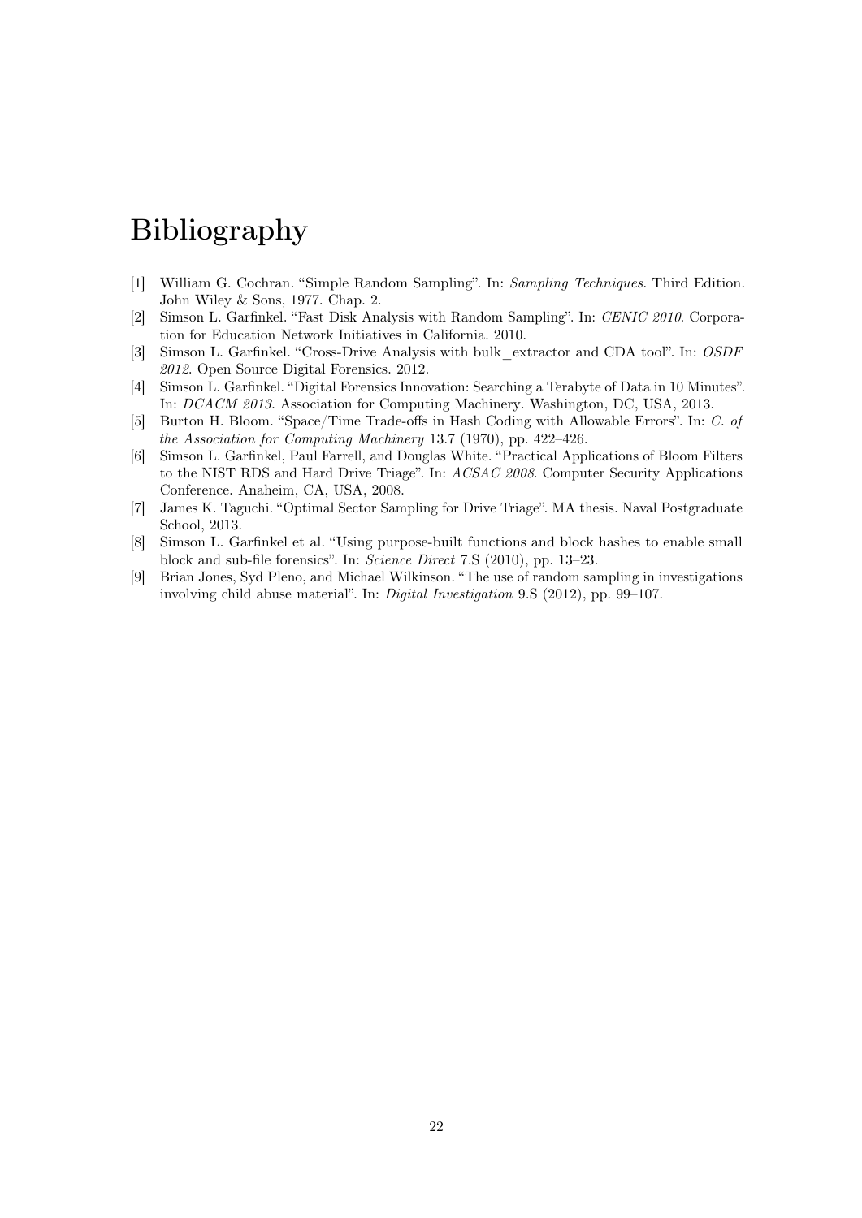# Bibliography

[1] William G. Cochran. "Simple Random Sampling". In: *Sampling Techniques*. Third Edition. John Wiley & Sons, 1977. Chap. 2.

[2] Simson L. Garfinkel. "Fast Disk Analysis with Random Sampling". In: *CENIC 2010*. Corporation for Education Network Initiatives in California. 2010.

[3] Simson L. Garfinkel. "Cross-Drive Analysis with bulk_extractor and CDA tool". In: *OSDF 2012*. Open Source Digital Forensics. 2012.

[4] Simson L. Garfinkel. "Digital Forensics Innovation: Searching a Terabyte of Data in 10 Minutes". In: *DCACM 2013*. Association for Computing Machinery. Washington, DC, USA, 2013.

[5] Burton H. Bloom. "Space/Time Trade-offs in Hash Coding with Allowable Errors". In: *C. of the Association for Computing Machinery* 13.7 (1970), pp. 422–426.

[6] Simson L. Garfinkel, Paul Farrell, and Douglas White. "Practical Applications of Bloom Filters to the NIST RDS and Hard Drive Triage". In: *ACSAC 2008*. Computer Security Applications Conference. Anaheim, CA, USA, 2008.

[7] James K. Taguchi. "Optimal Sector Sampling for Drive Triage". MA thesis. Naval Postgraduate School, 2013.

[8] Simson L. Garfinkel et al. "Using purpose-built functions and block hashes to enable small block and sub-file forensics". In: *Science Direct* 7.S (2010), pp. 13–23.

[9] Brian Jones, Syd Pleno, and Michael Wilkinson. "The use of random sampling in investigations involving child abuse material". In: *Digital Investigation* 9.S (2012), pp. 99–107.